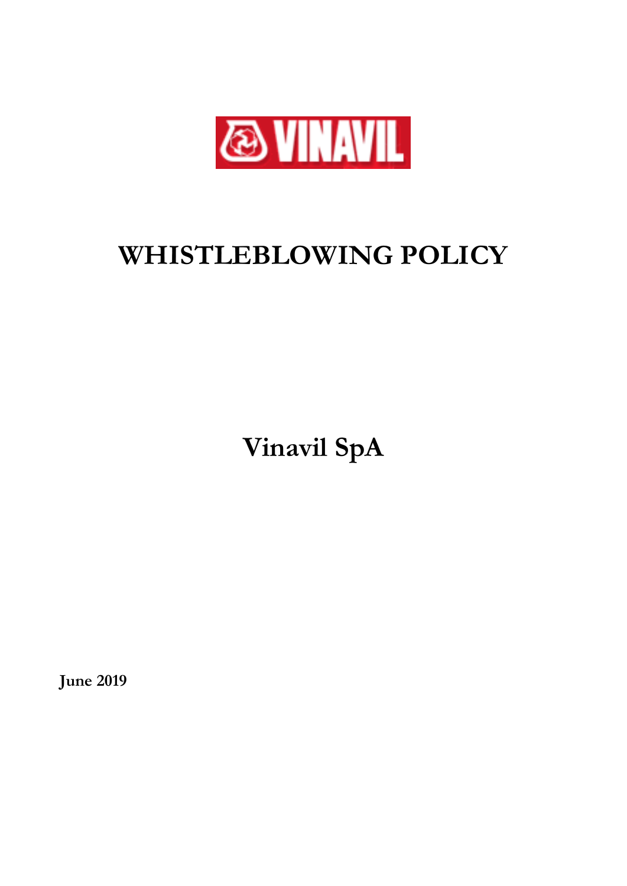VINAVIL

# WHISTLEBLOWING POLICY

## Vinavil SpA

**June 2019**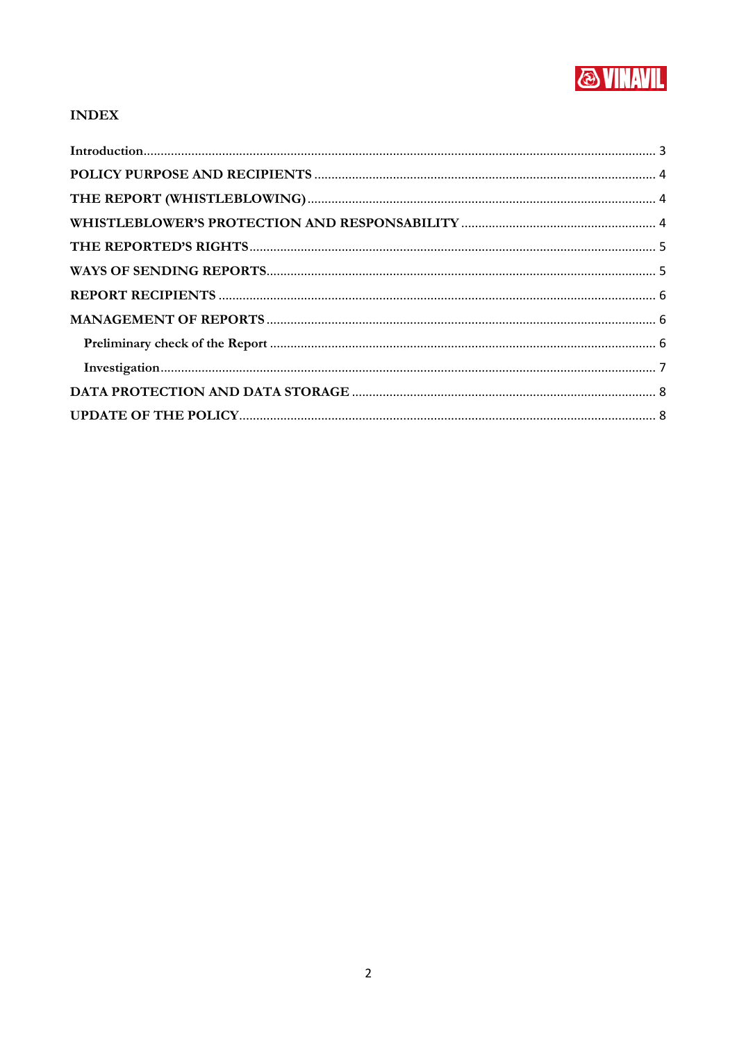## INDEX

Introduction .................................................................................................. 3

POLICY PURPOSE AND RECIPIENTS .............................................................. 4

THE REPORT (WHISTLEBLOWING) ................................................................ 4

WHISTLEBLOWER'S PROTECTION AND RESPONSABILITY ................................. 4

THE REPORTED'S RIGHTS ............................................................................ 5

WAYS OF SENDING REPORTS ........................................................................ 5

REPORT RECIPIENTS .................................................................................... 6

MANAGEMENT OF REPORTS ......................................................................... 6

- Preliminary check of the Report ................................................................ 6
- Investigation ............................................................................................ 7

DATA PROTECTION AND DATA STORAGE ....................................................... 8

UPDATE OF THE POLICY .............................................................................. 8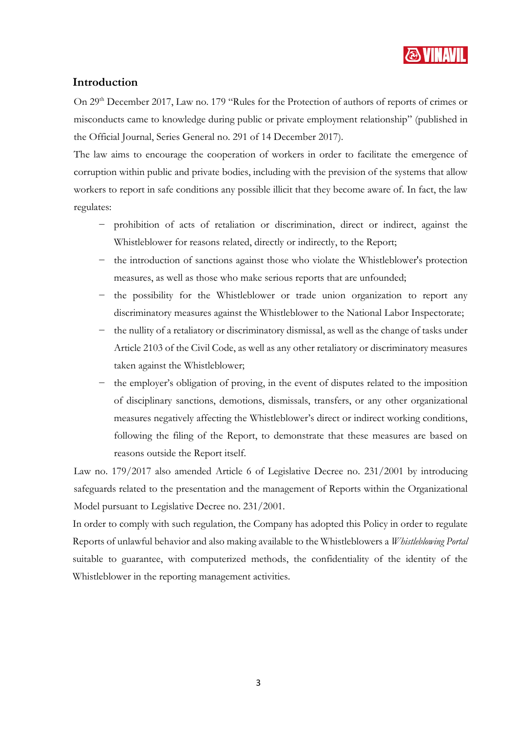## Introduction

On 29th December 2017, Law no. 179 "Rules for the Protection of authors of reports of crimes or misconducts came to knowledge during public or private employment relationship" (published in the Official Journal, Series General no. 291 of 14 December 2017).

The law aims to encourage the cooperation of workers in order to facilitate the emergence of corruption within public and private bodies, including with the prevision of the systems that allow workers to report in safe conditions any possible illicit that they become aware of. In fact, the law regulates:

- prohibition of acts of retaliation or discrimination, direct or indirect, against the Whistleblower for reasons related, directly or indirectly, to the Report;
- the introduction of sanctions against those who violate the Whistleblower's protection measures, as well as those who make serious reports that are unfounded;
- the possibility for the Whistleblower or trade union organization to report any discriminatory measures against the Whistleblower to the National Labor Inspectorate;
- the nullity of a retaliatory or discriminatory dismissal, as well as the change of tasks under Article 2103 of the Civil Code, as well as any other retaliatory or discriminatory measures taken against the Whistleblower;
- the employer's obligation of proving, in the event of disputes related to the imposition of disciplinary sanctions, demotions, dismissals, transfers, or any other organizational measures negatively affecting the Whistleblower's direct or indirect working conditions, following the filing of the Report, to demonstrate that these measures are based on reasons outside the Report itself.

Law no. 179/2017 also amended Article 6 of Legislative Decree no. 231/2001 by introducing safeguards related to the presentation and the management of Reports within the Organizational Model pursuant to Legislative Decree no. 231/2001.

In order to comply with such regulation, the Company has adopted this Policy in order to regulate Reports of unlawful behavior and also making available to the Whistleblowers a *Whistleblowing Portal* suitable to guarantee, with computerized methods, the confidentiality of the identity of the Whistleblower in the reporting management activities.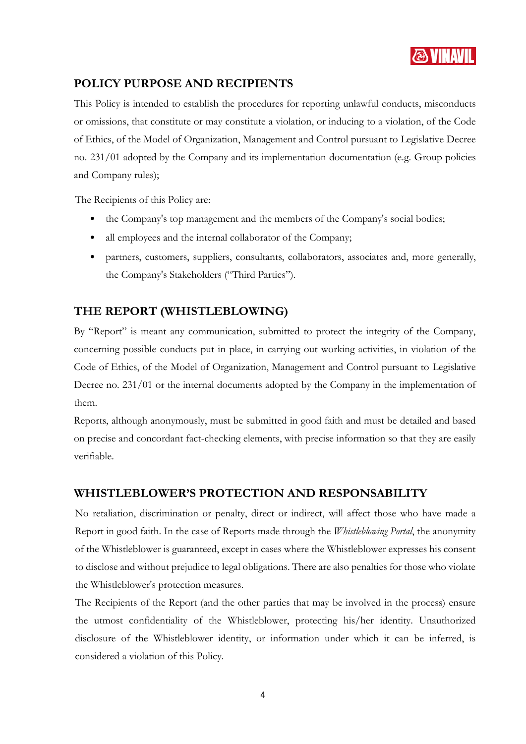## POLICY PURPOSE AND RECIPIENTS

This Policy is intended to establish the procedures for reporting unlawful conducts, misconducts or omissions, that constitute or may constitute a violation, or inducing to a violation, of the Code of Ethics, of the Model of Organization, Management and Control pursuant to Legislative Decree no. 231/01 adopted by the Company and its implementation documentation (e.g. Group policies and Company rules);

The Recipients of this Policy are:

- the Company's top management and the members of the Company's social bodies;
- all employees and the internal collaborator of the Company;
- partners, customers, suppliers, consultants, collaborators, associates and, more generally, the Company's Stakeholders ("Third Parties").

## THE REPORT (WHISTLEBLOWING)

By "Report" is meant any communication, submitted to protect the integrity of the Company, concerning possible conducts put in place, in carrying out working activities, in violation of the Code of Ethics, of the Model of Organization, Management and Control pursuant to Legislative Decree no. 231/01 or the internal documents adopted by the Company in the implementation of them.

Reports, although anonymously, must be submitted in good faith and must be detailed and based on precise and concordant fact-checking elements, with precise information so that they are easily verifiable.

## WHISTLEBLOWER'S PROTECTION AND RESPONSABILITY

No retaliation, discrimination or penalty, direct or indirect, will affect those who have made a Report in good faith. In the case of Reports made through the *Whistleblowing Portal*, the anonymity of the Whistleblower is guaranteed, except in cases where the Whistleblower expresses his consent to disclose and without prejudice to legal obligations. There are also penalties for those who violate the Whistleblower's protection measures.

The Recipients of the Report (and the other parties that may be involved in the process) ensure the utmost confidentiality of the Whistleblower, protecting his/her identity. Unauthorized disclosure of the Whistleblower identity, or information under which it can be inferred, is considered a violation of this Policy.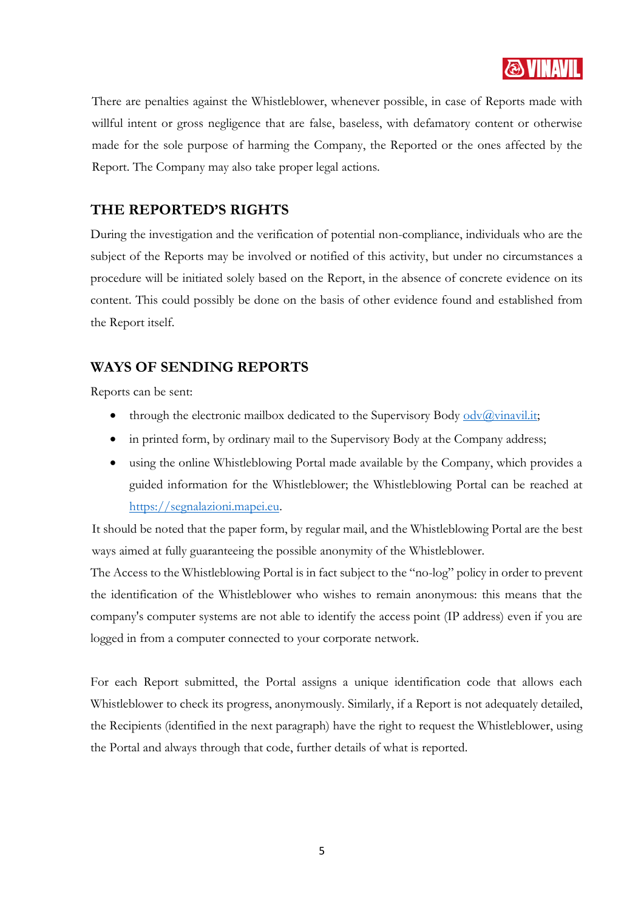There are penalties against the Whistleblower, whenever possible, in case of Reports made with willful intent or gross negligence that are false, baseless, with defamatory content or otherwise made for the sole purpose of harming the Company, the Reported or the ones affected by the Report. The Company may also take proper legal actions.

## THE REPORTED'S RIGHTS

During the investigation and the verification of potential non-compliance, individuals who are the subject of the Reports may be involved or notified of this activity, but under no circumstances a procedure will be initiated solely based on the Report, in the absence of concrete evidence on its content. This could possibly be done on the basis of other evidence found and established from the Report itself.

## WAYS OF SENDING REPORTS

Reports can be sent:

- through the electronic mailbox dedicated to the Supervisory Body odv@vinavil.it;
- in printed form, by ordinary mail to the Supervisory Body at the Company address;
- using the online Whistleblowing Portal made available by the Company, which provides a guided information for the Whistleblower; the Whistleblowing Portal can be reached at https://segnalazioni.mapei.eu.

It should be noted that the paper form, by regular mail, and the Whistleblowing Portal are the best ways aimed at fully guaranteeing the possible anonymity of the Whistleblower.

The Access to the Whistleblowing Portal is in fact subject to the "no-log" policy in order to prevent the identification of the Whistleblower who wishes to remain anonymous: this means that the company's computer systems are not able to identify the access point (IP address) even if you are logged in from a computer connected to your corporate network.

For each Report submitted, the Portal assigns a unique identification code that allows each Whistleblower to check its progress, anonymously. Similarly, if a Report is not adequately detailed, the Recipients (identified in the next paragraph) have the right to request the Whistleblower, using the Portal and always through that code, further details of what is reported.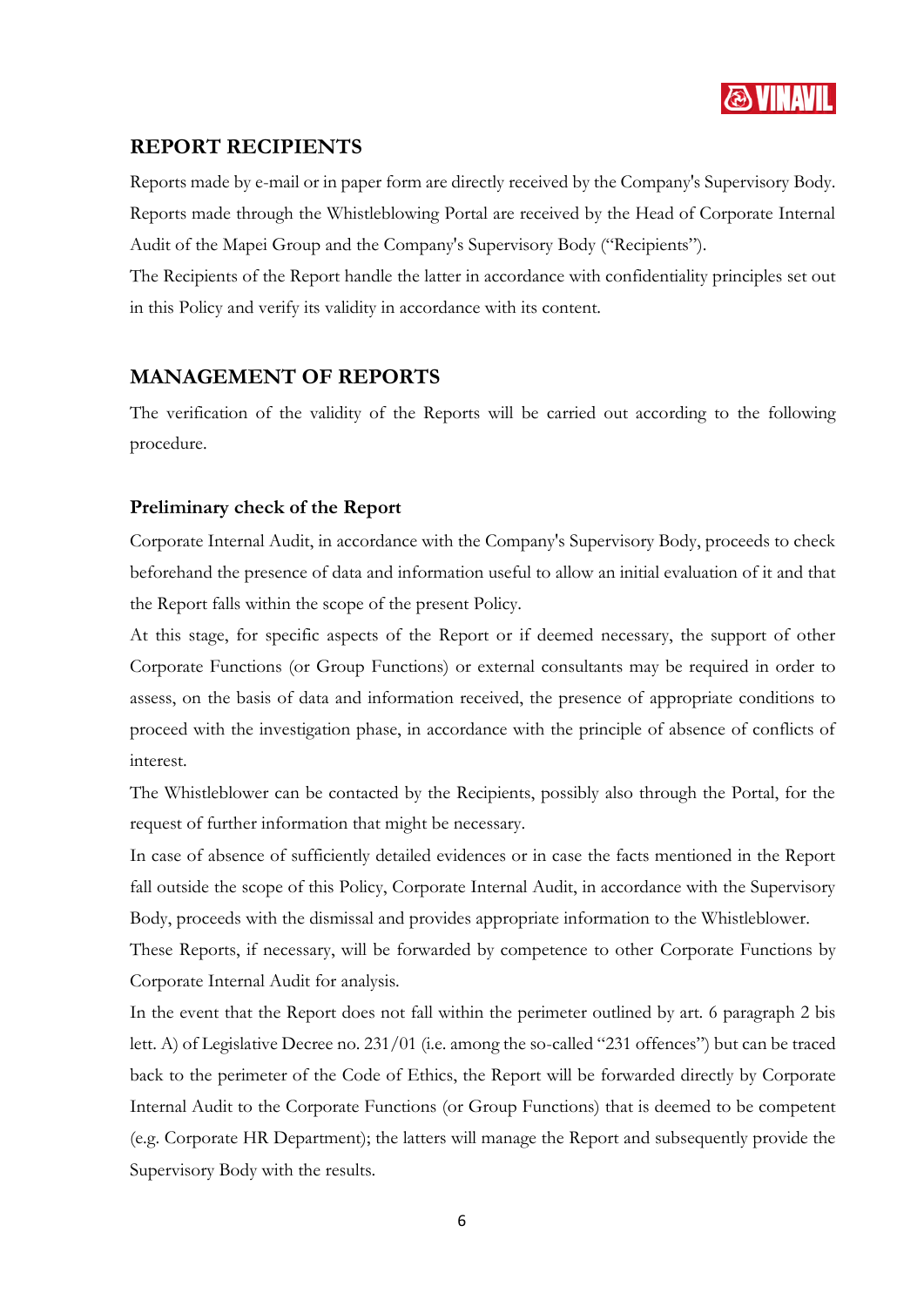## REPORT RECIPIENTS

Reports made by e-mail or in paper form are directly received by the Company's Supervisory Body. Reports made through the Whistleblowing Portal are received by the Head of Corporate Internal Audit of the Mapei Group and the Company's Supervisory Body ("Recipients").

The Recipients of the Report handle the latter in accordance with confidentiality principles set out in this Policy and verify its validity in accordance with its content.

## MANAGEMENT OF REPORTS

The verification of the validity of the Reports will be carried out according to the following procedure.

### Preliminary check of the Report

Corporate Internal Audit, in accordance with the Company's Supervisory Body, proceeds to check beforehand the presence of data and information useful to allow an initial evaluation of it and that the Report falls within the scope of the present Policy.

At this stage, for specific aspects of the Report or if deemed necessary, the support of other Corporate Functions (or Group Functions) or external consultants may be required in order to assess, on the basis of data and information received, the presence of appropriate conditions to proceed with the investigation phase, in accordance with the principle of absence of conflicts of interest.

The Whistleblower can be contacted by the Recipients, possibly also through the Portal, for the request of further information that might be necessary.

In case of absence of sufficiently detailed evidences or in case the facts mentioned in the Report fall outside the scope of this Policy, Corporate Internal Audit, in accordance with the Supervisory Body, proceeds with the dismissal and provides appropriate information to the Whistleblower.

These Reports, if necessary, will be forwarded by competence to other Corporate Functions by Corporate Internal Audit for analysis.

In the event that the Report does not fall within the perimeter outlined by art. 6 paragraph 2 bis lett. A) of Legislative Decree no. 231/01 (i.e. among the so-called "231 offences") but can be traced back to the perimeter of the Code of Ethics, the Report will be forwarded directly by Corporate Internal Audit to the Corporate Functions (or Group Functions) that is deemed to be competent (e.g. Corporate HR Department); the latters will manage the Report and subsequently provide the Supervisory Body with the results.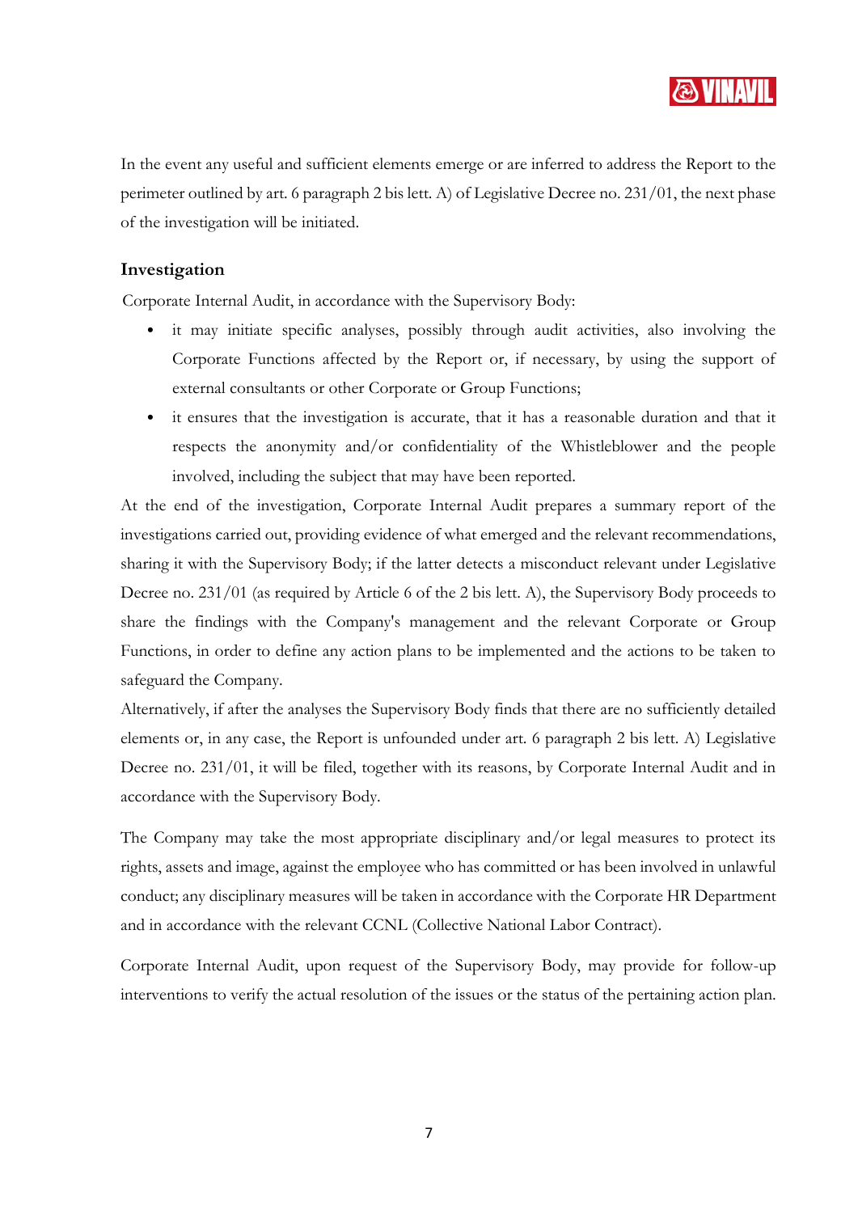In the event any useful and sufficient elements emerge or are inferred to address the Report to the perimeter outlined by art. 6 paragraph 2 bis lett. A) of Legislative Decree no. 231/01, the next phase of the investigation will be initiated.

### Investigation

Corporate Internal Audit, in accordance with the Supervisory Body:

- it may initiate specific analyses, possibly through audit activities, also involving the Corporate Functions affected by the Report or, if necessary, by using the support of external consultants or other Corporate or Group Functions;
- it ensures that the investigation is accurate, that it has a reasonable duration and that it respects the anonymity and/or confidentiality of the Whistleblower and the people involved, including the subject that may have been reported.

At the end of the investigation, Corporate Internal Audit prepares a summary report of the investigations carried out, providing evidence of what emerged and the relevant recommendations, sharing it with the Supervisory Body; if the latter detects a misconduct relevant under Legislative Decree no. 231/01 (as required by Article 6 of the 2 bis lett. A), the Supervisory Body proceeds to share the findings with the Company's management and the relevant Corporate or Group Functions, in order to define any action plans to be implemented and the actions to be taken to safeguard the Company.

Alternatively, if after the analyses the Supervisory Body finds that there are no sufficiently detailed elements or, in any case, the Report is unfounded under art. 6 paragraph 2 bis lett. A) Legislative Decree no. 231/01, it will be filed, together with its reasons, by Corporate Internal Audit and in accordance with the Supervisory Body.

The Company may take the most appropriate disciplinary and/or legal measures to protect its rights, assets and image, against the employee who has committed or has been involved in unlawful conduct; any disciplinary measures will be taken in accordance with the Corporate HR Department and in accordance with the relevant CCNL (Collective National Labor Contract).

Corporate Internal Audit, upon request of the Supervisory Body, may provide for follow-up interventions to verify the actual resolution of the issues or the status of the pertaining action plan.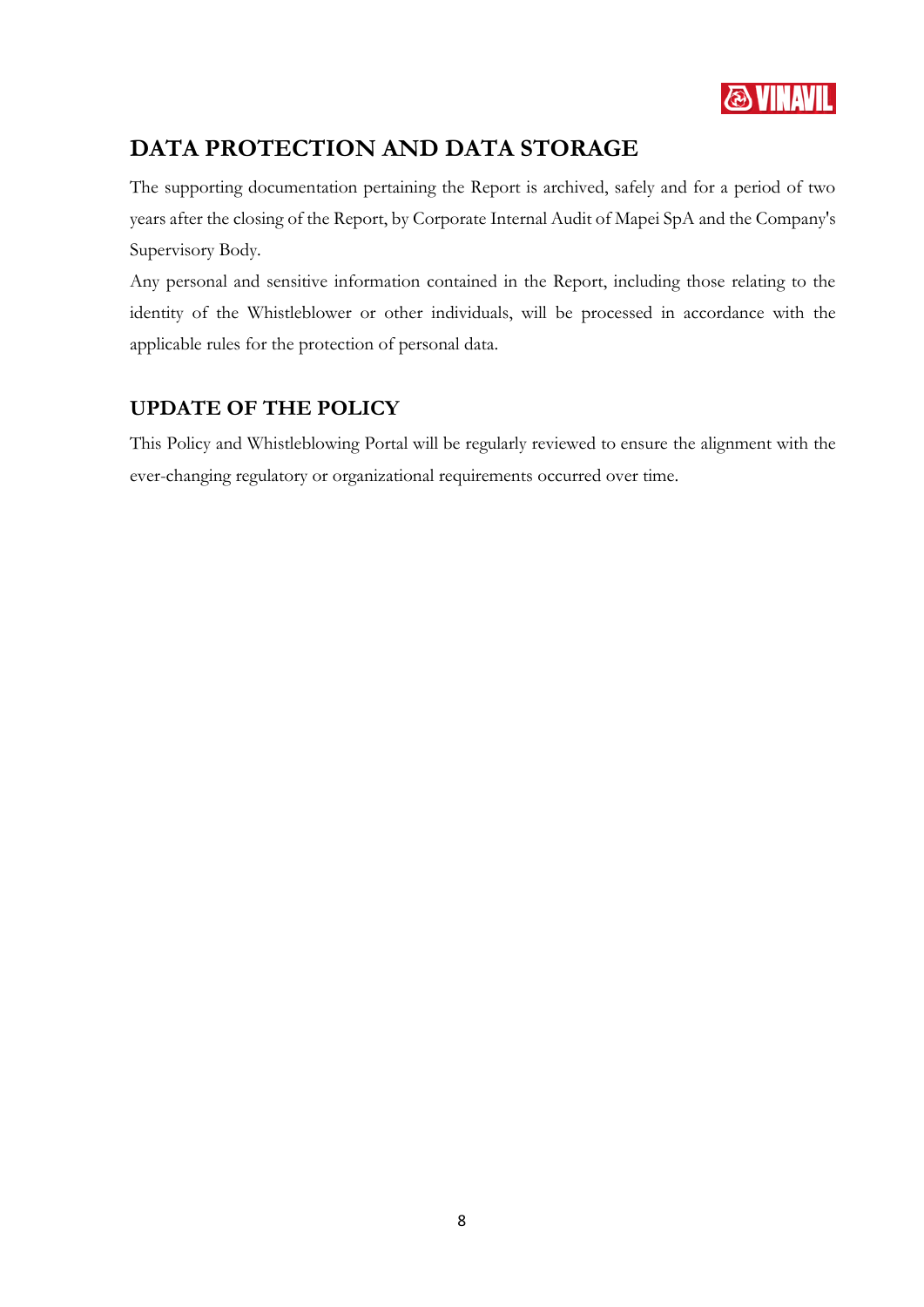## DATA PROTECTION AND DATA STORAGE

The supporting documentation pertaining the Report is archived, safely and for a period of two years after the closing of the Report, by Corporate Internal Audit of Mapei SpA and the Company's Supervisory Body.

Any personal and sensitive information contained in the Report, including those relating to the identity of the Whistleblower or other individuals, will be processed in accordance with the applicable rules for the protection of personal data.

### UPDATE OF THE POLICY

This Policy and Whistleblowing Portal will be regularly reviewed to ensure the alignment with the ever-changing regulatory or organizational requirements occurred over time.